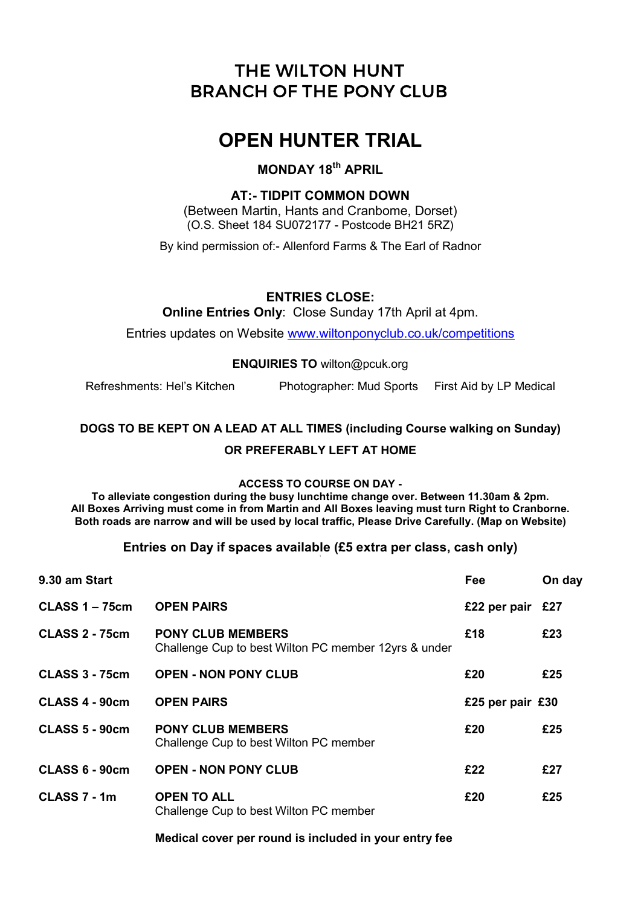# THE WILTON HUNT
# BRANCH OF THE PONY CLUB

# OPEN HUNTER TRIAL

### MONDAY 18th APRIL

### AT:- TIDPIT COMMON DOWN

(Between Martin, Hants and Cranbome, Dorset)
(O.S. Sheet 184 SU072177 - Postcode BH21 5RZ)

By kind permission of:- Allenford Farms & The Earl of Radnor

### ENTRIES CLOSE:

**Online Entries Only**: Close Sunday 17th April at 4pm.

Entries updates on Website www.wiltonponyclub.co.uk/competitions

**ENQUIRIES TO** wilton@pcuk.org

Refreshments: Hel's Kitchen    Photographer: Mud Sports    First Aid by LP Medical

**DOGS TO BE KEPT ON A LEAD AT ALL TIMES (including Course walking on Sunday)**

**OR PREFERABLY LEFT AT HOME**

**ACCESS TO COURSE ON DAY -**
**To alleviate congestion during the busy lunchtime change over. Between 11.30am & 2pm. All Boxes Arriving must come in from Martin and All Boxes leaving must turn Right to Cranborne. Both roads are narrow and will be used by local traffic, Please Drive Carefully. (Map on Website)**

**Entries on Day if spaces available (£5 extra per class, cash only)**

| 9.30 am Start | | Fee | On day |
|---|---|---|---|
| **CLASS 1 – 75cm** | **OPEN PAIRS** | **£22 per pair** | **£27** |
| **CLASS 2 - 75cm** | **PONY CLUB MEMBERS** Challenge Cup to best Wilton PC member 12yrs & under | **£18** | **£23** |
| **CLASS 3 - 75cm** | **OPEN - NON PONY CLUB** | **£20** | **£25** |
| **CLASS 4 - 90cm** | **OPEN PAIRS** | **£25 per pair** | **£30** |
| **CLASS 5 - 90cm** | **PONY CLUB MEMBERS** Challenge Cup to best Wilton PC member | **£20** | **£25** |
| **CLASS 6 - 90cm** | **OPEN - NON PONY CLUB** | **£22** | **£27** |
| **CLASS 7 - 1m** | **OPEN TO ALL** Challenge Cup to best Wilton PC member | **£20** | **£25** |

**Medical cover per round is included in your entry fee**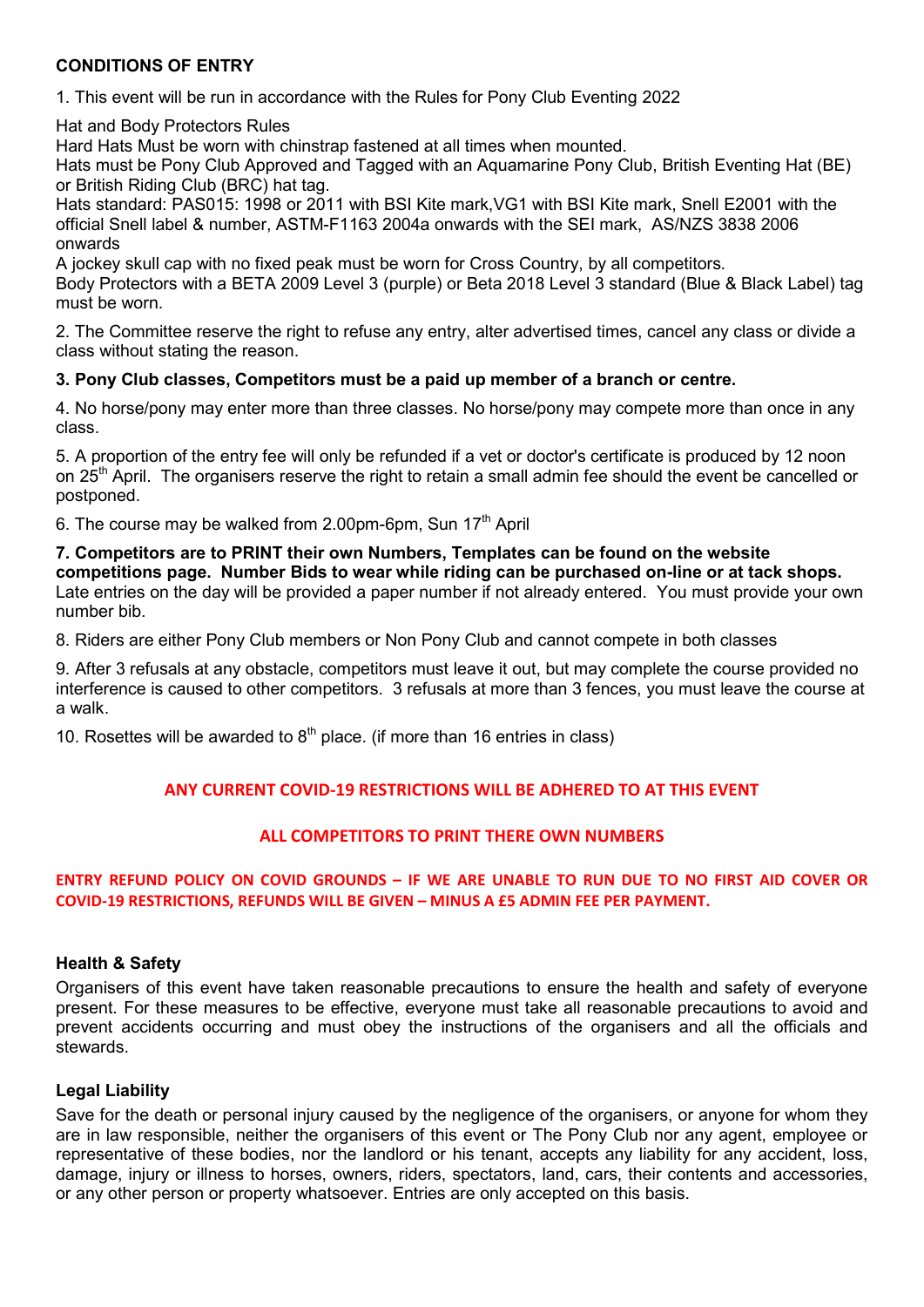**CONDITIONS OF ENTRY**

1. This event will be run in accordance with the Rules for Pony Club Eventing 2022

Hat and Body Protectors Rules
Hard Hats Must be worn with chinstrap fastened at all times when mounted.
Hats must be Pony Club Approved and Tagged with an Aquamarine Pony Club, British Eventing Hat (BE) or British Riding Club (BRC) hat tag.
Hats standard: PAS015: 1998 or 2011 with BSI Kite mark,VG1 with BSI Kite mark, Snell E2001 with the official Snell label & number, ASTM-F1163 2004a onwards with the SEI mark, AS/NZS 3838 2006 onwards
A jockey skull cap with no fixed peak must be worn for Cross Country, by all competitors.
Body Protectors with a BETA 2009 Level 3 (purple) or Beta 2018 Level 3 standard (Blue & Black Label) tag must be worn.

2. The Committee reserve the right to refuse any entry, alter advertised times, cancel any class or divide a class without stating the reason.

**3. Pony Club classes, Competitors must be a paid up member of a branch or centre.**

4. No horse/pony may enter more than three classes. No horse/pony may compete more than once in any class.

5. A proportion of the entry fee will only be refunded if a vet or doctor's certificate is produced by 12 noon on 25th April. The organisers reserve the right to retain a small admin fee should the event be cancelled or postponed.

6. The course may be walked from 2.00pm-6pm, Sun 17th April

**7. Competitors are to PRINT their own Numbers, Templates can be found on the website competitions page. Number Bids to wear while riding can be purchased on-line or at tack shops.** Late entries on the day will be provided a paper number if not already entered. You must provide your own number bib.

8. Riders are either Pony Club members or Non Pony Club and cannot compete in both classes

9. After 3 refusals at any obstacle, competitors must leave it out, but may complete the course provided no interference is caused to other competitors. 3 refusals at more than 3 fences, you must leave the course at a walk.

10. Rosettes will be awarded to 8th place. (if more than 16 entries in class)

**ANY CURRENT COVID-19 RESTRICTIONS WILL BE ADHERED TO AT THIS EVENT**

**ALL COMPETITORS TO PRINT THERE OWN NUMBERS**

**ENTRY REFUND POLICY ON COVID GROUNDS – IF WE ARE UNABLE TO RUN DUE TO NO FIRST AID COVER OR COVID-19 RESTRICTIONS, REFUNDS WILL BE GIVEN – MINUS A £5 ADMIN FEE PER PAYMENT.**

**Health & Safety**

Organisers of this event have taken reasonable precautions to ensure the health and safety of everyone present. For these measures to be effective, everyone must take all reasonable precautions to avoid and prevent accidents occurring and must obey the instructions of the organisers and all the officials and stewards.

**Legal Liability**

Save for the death or personal injury caused by the negligence of the organisers, or anyone for whom they are in law responsible, neither the organisers of this event or The Pony Club nor any agent, employee or representative of these bodies, nor the landlord or his tenant, accepts any liability for any accident, loss, damage, injury or illness to horses, owners, riders, spectators, land, cars, their contents and accessories, or any other person or property whatsoever. Entries are only accepted on this basis.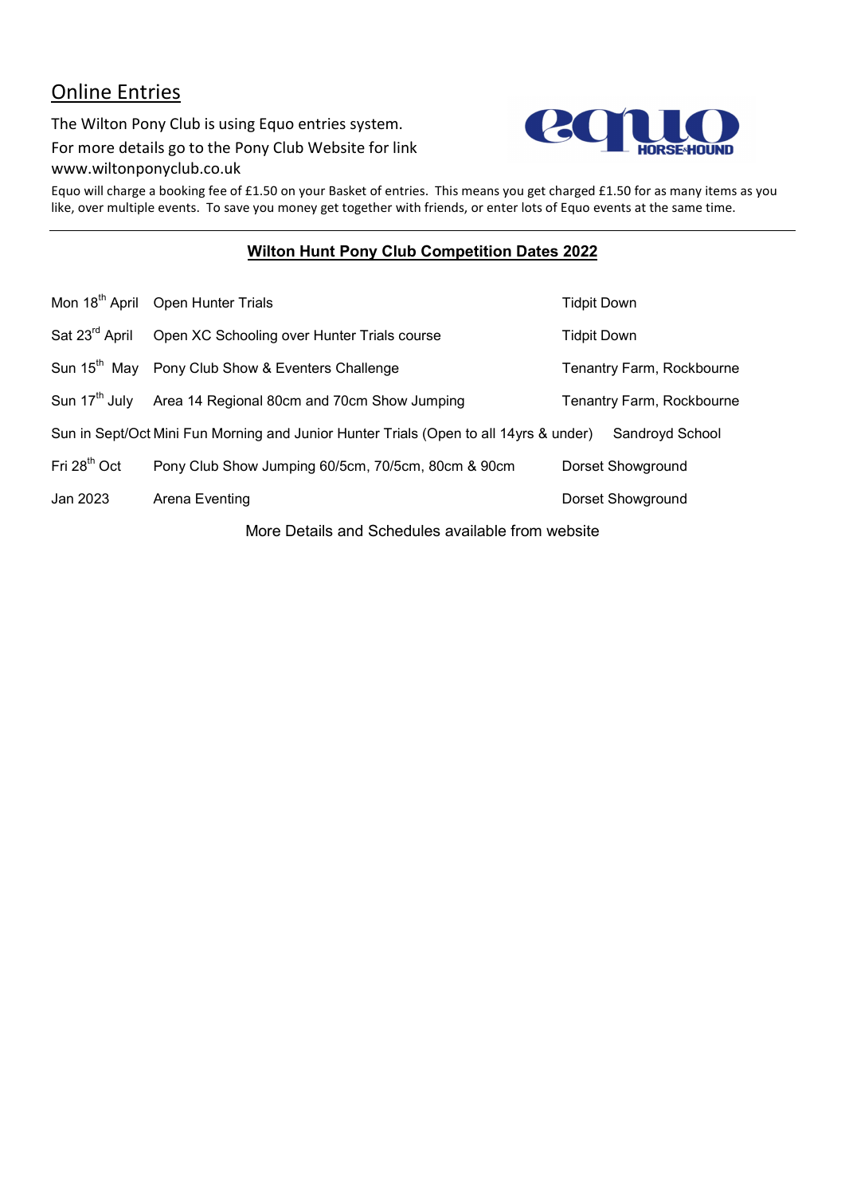## Online Entries

The Wilton Pony Club is using Equo entries system.
For more details go to the Pony Club Website for link
www.wiltonponyclub.co.uk

Equo will charge a booking fee of £1.50 on your Basket of entries. This means you get charged £1.50 for as many items as you like, over multiple events. To save you money get together with friends, or enter lots of Equo events at the same time.

---

## **Wilton Hunt Pony Club Competition Dates 2022**

| | | |
|---|---|---|
| Mon 18th April | Open Hunter Trials | Tidpit Down |
| Sat 23rd April | Open XC Schooling over Hunter Trials course | Tidpit Down |
| Sun 15th May | Pony Club Show & Eventers Challenge | Tenantry Farm, Rockbourne |
| Sun 17th July | Area 14 Regional 80cm and 70cm Show Jumping | Tenantry Farm, Rockbourne |
| Sun in Sept/Oct | Mini Fun Morning and Junior Hunter Trials (Open to all 14yrs & under) | Sandroyd School |
| Fri 28th Oct | Pony Club Show Jumping 60/5cm, 70/5cm, 80cm & 90cm | Dorset Showground |
| Jan 2023 | Arena Eventing | Dorset Showground |

More Details and Schedules available from website